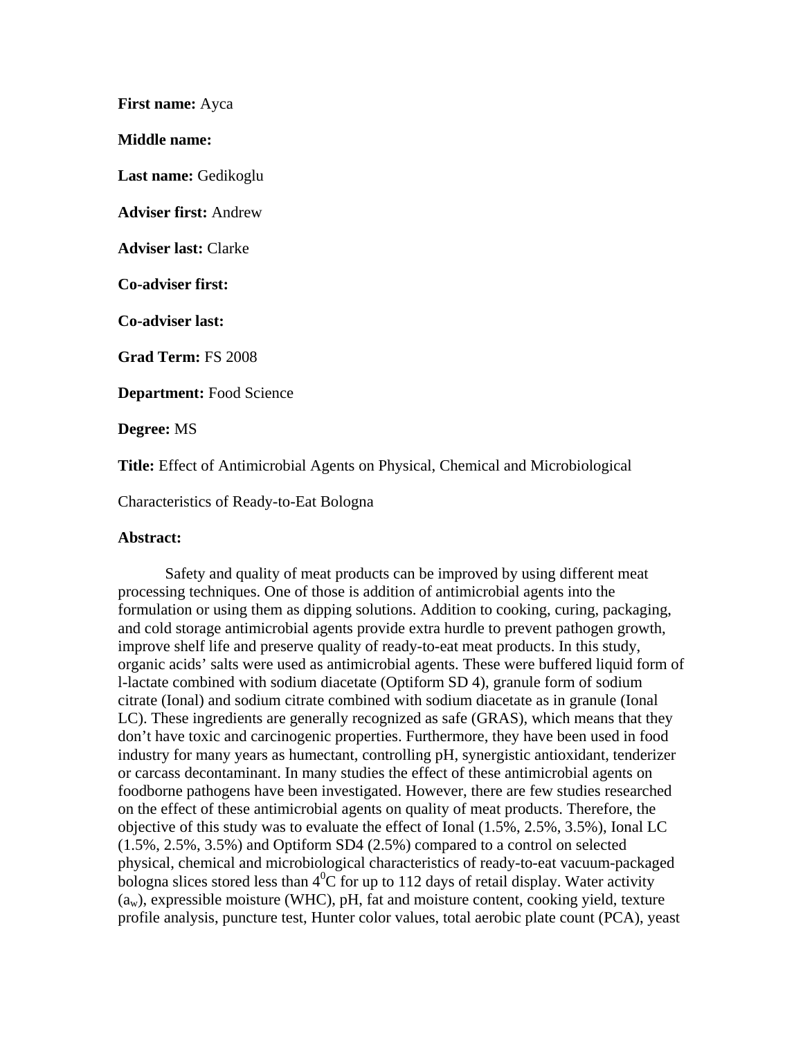**First name:** Ayca

**Middle name:**

**Last name:** Gedikoglu

**Adviser first:** Andrew

**Adviser last:** Clarke

**Co-adviser first:**

**Co-adviser last:**

**Grad Term:** FS 2008

**Department:** Food Science

**Degree:** MS

**Title:** Effect of Antimicrobial Agents on Physical, Chemical and Microbiological Characteristics of Ready-to-Eat Bologna

**Abstract:**

Safety and quality of meat products can be improved by using different meat processing techniques. One of those is addition of antimicrobial agents into the formulation or using them as dipping solutions. Addition to cooking, curing, packaging, and cold storage antimicrobial agents provide extra hurdle to prevent pathogen growth, improve shelf life and preserve quality of ready-to-eat meat products. In this study, organic acids' salts were used as antimicrobial agents. These were buffered liquid form of l-lactate combined with sodium diacetate (Optiform SD 4), granule form of sodium citrate (Ional) and sodium citrate combined with sodium diacetate as in granule (Ional LC). These ingredients are generally recognized as safe (GRAS), which means that they don't have toxic and carcinogenic properties. Furthermore, they have been used in food industry for many years as humectant, controlling pH, synergistic antioxidant, tenderizer or carcass decontaminant. In many studies the effect of these antimicrobial agents on foodborne pathogens have been investigated. However, there are few studies researched on the effect of these antimicrobial agents on quality of meat products. Therefore, the objective of this study was to evaluate the effect of Ional (1.5%, 2.5%, 3.5%), Ional LC (1.5%, 2.5%, 3.5%) and Optiform SD4 (2.5%) compared to a control on selected physical, chemical and microbiological characteristics of ready-to-eat vacuum-packaged bologna slices stored less than $4^0$C for up to 112 days of retail display. Water activity ($a_w$), expressible moisture (WHC), pH, fat and moisture content, cooking yield, texture profile analysis, puncture test, Hunter color values, total aerobic plate count (PCA), yeast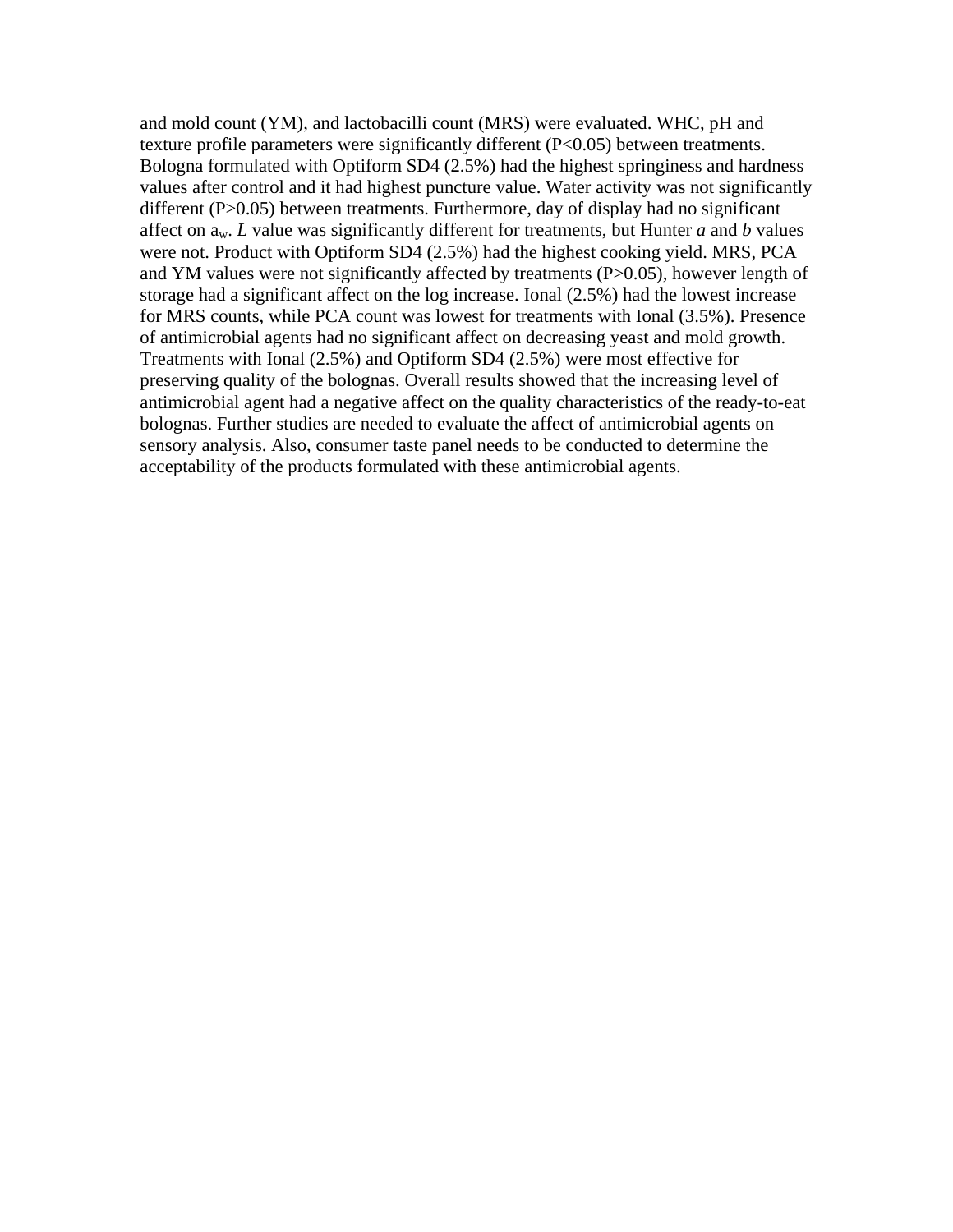and mold count (YM), and lactobacilli count (MRS) were evaluated. WHC, pH and texture profile parameters were significantly different ($P<0.05$) between treatments. Bologna formulated with Optiform SD4 (2.5%) had the highest springiness and hardness values after control and it had highest puncture value. Water activity was not significantly different ($P>0.05$) between treatments. Furthermore, day of display had no significant affect on $a_w$. *L* value was significantly different for treatments, but Hunter *a* and *b* values were not. Product with Optiform SD4 (2.5%) had the highest cooking yield. MRS, PCA and YM values were not significantly affected by treatments ($P>0.05$), however length of storage had a significant affect on the log increase. Ional (2.5%) had the lowest increase for MRS counts, while PCA count was lowest for treatments with Ional (3.5%). Presence of antimicrobial agents had no significant affect on decreasing yeast and mold growth. Treatments with Ional (2.5%) and Optiform SD4 (2.5%) were most effective for preserving quality of the bolognas. Overall results showed that the increasing level of antimicrobial agent had a negative affect on the quality characteristics of the ready-to-eat bolognas. Further studies are needed to evaluate the affect of antimicrobial agents on sensory analysis. Also, consumer taste panel needs to be conducted to determine the acceptability of the products formulated with these antimicrobial agents.